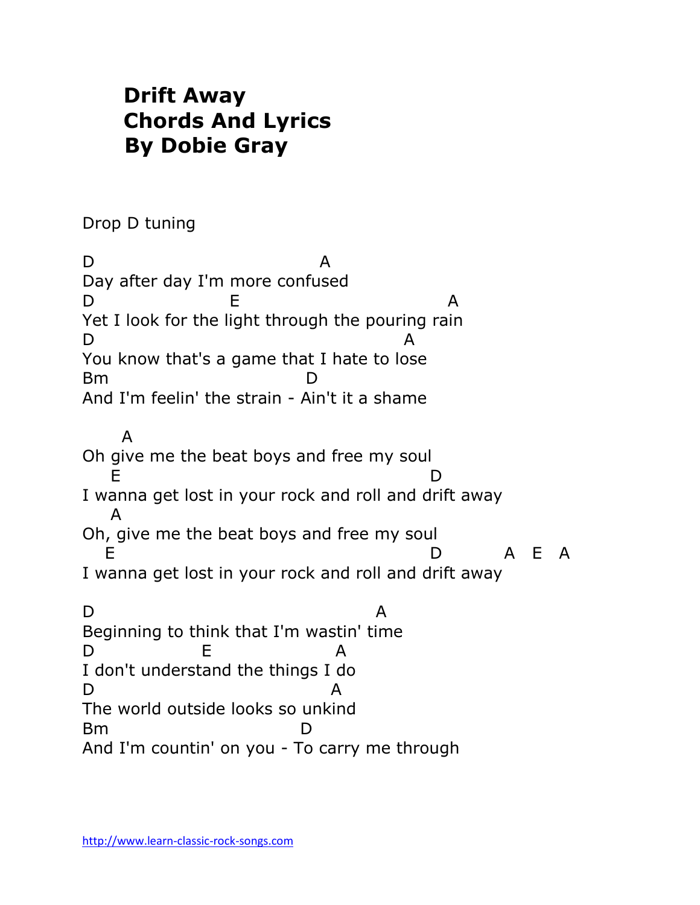# Drift Away
# Chords And Lyrics
# By Dobie Gray

Drop D tuning

```
D                                A
Day after day I'm more confused
D                 E                        A
Yet I look for the light through the pouring rain
D                                    A
You know that's a game that I hate to lose
Bm                          D
And I'm feelin' the strain - Ain't it a shame

     A
Oh give me the beat boys and free my soul
   E                                        D
I wanna get lost in your rock and roll and drift away
   A
Oh, give me the beat boys and free my soul
  E                                         D        A   E   A
I wanna get lost in your rock and roll and drift away

D                                     A
Beginning to think that I'm wastin' time
D               E                 A
I don't understand the things I do
D                               A
The world outside looks so unkind
Bm                         D
And I'm countin' on you - To carry me through
```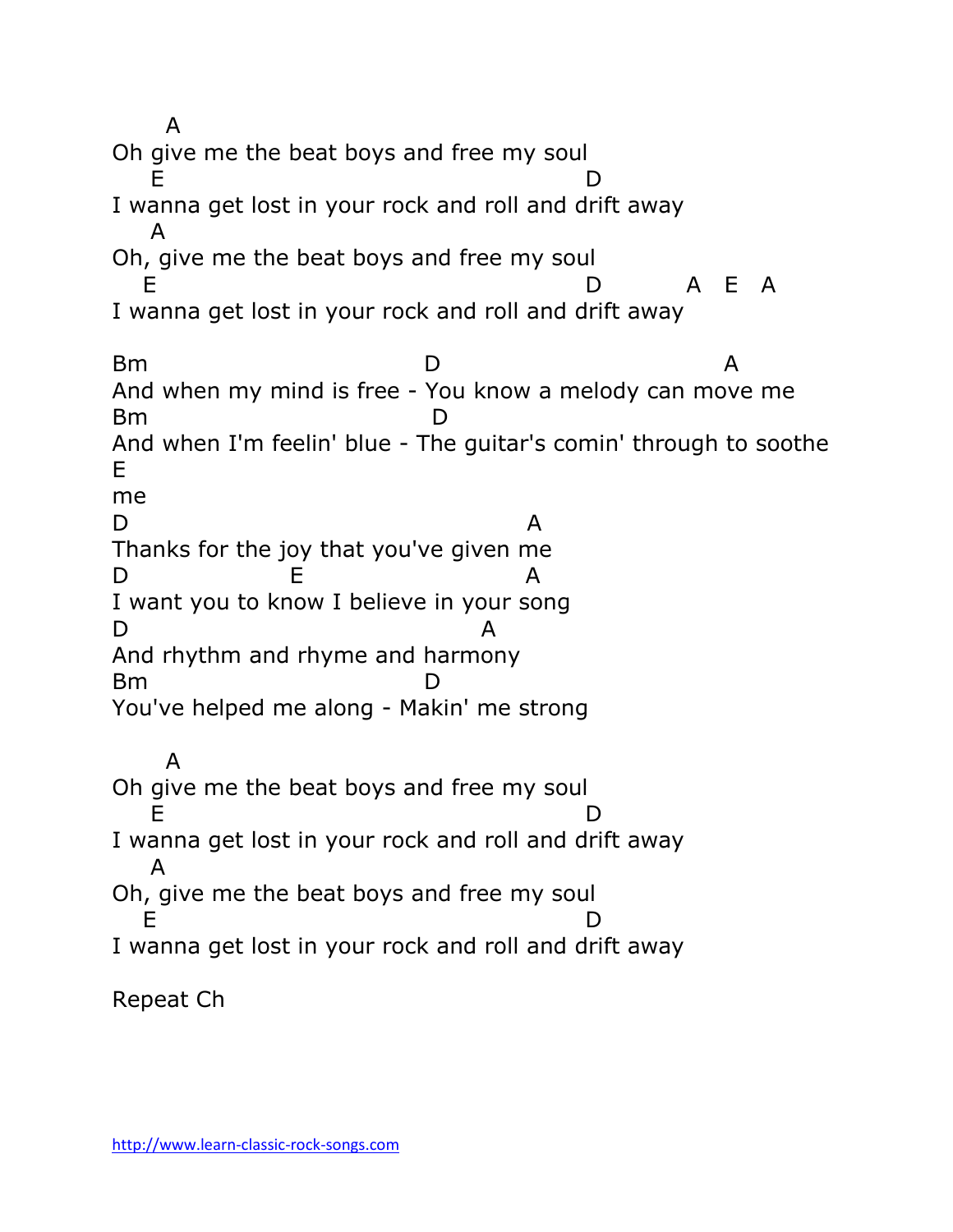```
      A
Oh give me the beat boys and free my soul
    E                                         D
I wanna get lost in your rock and roll and drift away
    A
Oh, give me the beat boys and free my soul
   E                                          D         A   E   A
I wanna get lost in your rock and roll and drift away

Bm                          D                              A
And when my mind is free - You know a melody can move me
Bm                           D
And when I'm feelin' blue - The guitar's comin' through to soothe
E
me
D                                         A
Thanks for the joy that you've given me
D                  E                      A
I want you to know I believe in your song
D                                    A
And rhythm and rhyme and harmony
Bm                           D
You've helped me along - Makin' me strong

      A
Oh give me the beat boys and free my soul
    E                                         D
I wanna get lost in your rock and roll and drift away
    A
Oh, give me the beat boys and free my soul
   E                                          D
I wanna get lost in your rock and roll and drift away

Repeat Ch
```